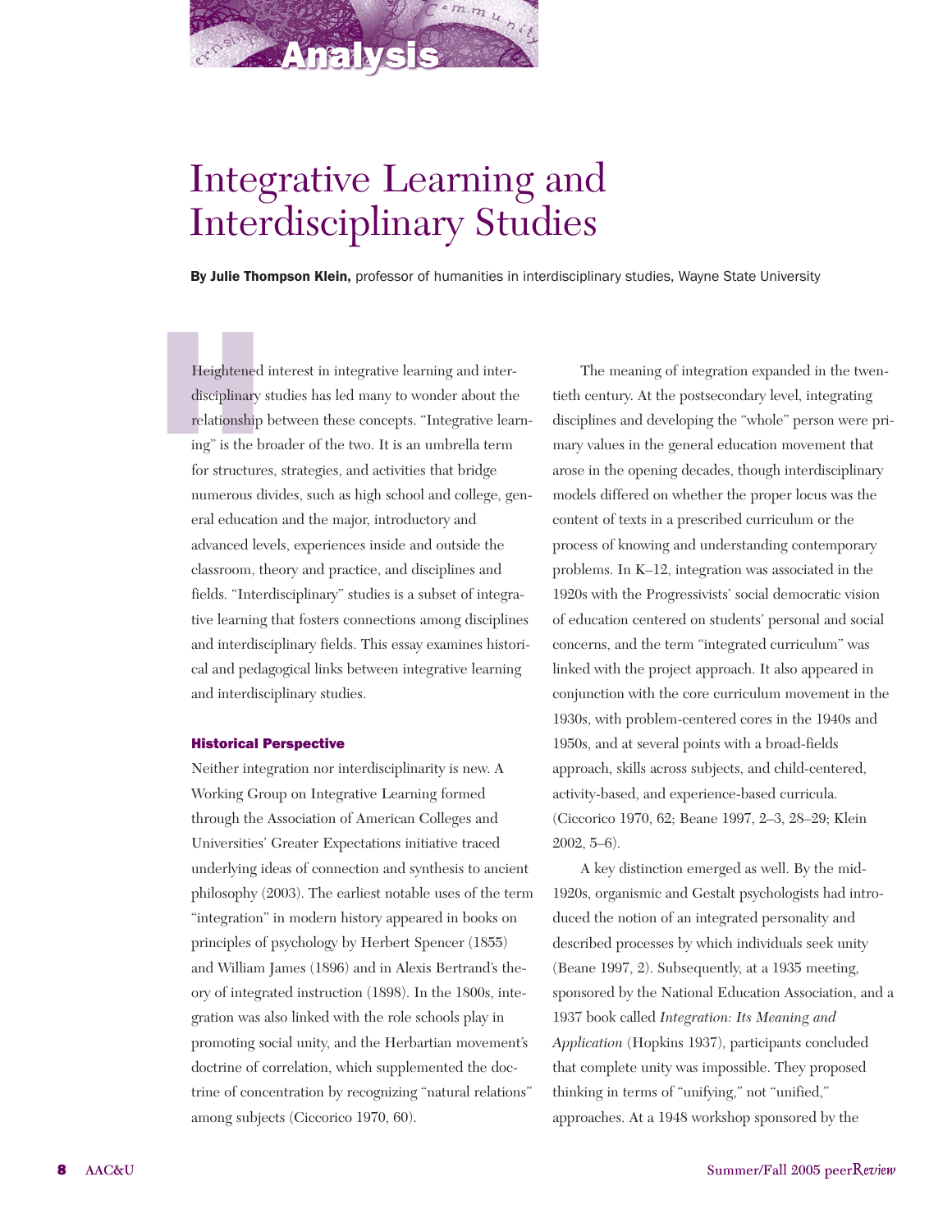# Integrative Learning and Interdisciplinary Studies

**By Julie Thompson Klein,** professor of humanities in interdisciplinary studies, Wayne State University

Heightened interest in integrative learning and interdisciplinary studies has led many to wonder about the relationship between these concepts. "Integrative learning" is the broader of the two. It is an umbrella term for structures, strategies, and activities that bridge numerous divides, such as high school and college, general education and the major, introductory and advanced levels, experiences inside and outside the classroom, theory and practice, and disciplines and fields. "Interdisciplinary" studies is a subset of integrative learning that fosters connections among disciplines and interdisciplinary fields. This essay examines historical and pedagogical links between integrative learning and interdisciplinary studies.

### Historical Perspective

Neither integration nor interdisciplinarity is new. A Working Group on Integrative Learning formed through the Association of American Colleges and Universities' Greater Expectations initiative traced underlying ideas of connection and synthesis to ancient philosophy (2003). The earliest notable uses of the term "integration" in modern history appeared in books on principles of psychology by Herbert Spencer (1855) and William James (1896) and in Alexis Bertrand's theory of integrated instruction (1898). In the 1800s, integration was also linked with the role schools play in promoting social unity, and the Herbartian movement's doctrine of correlation, which supplemented the doctrine of concentration by recognizing "natural relations" among subjects (Ciccorico 1970, 60).

The meaning of integration expanded in the twentieth century. At the postsecondary level, integrating disciplines and developing the "whole" person were primary values in the general education movement that arose in the opening decades, though interdisciplinary models differed on whether the proper locus was the content of texts in a prescribed curriculum or the process of knowing and understanding contemporary problems. In K–12, integration was associated in the 1920s with the Progressivists' social democratic vision of education centered on students' personal and social concerns, and the term "integrated curriculum" was linked with the project approach. It also appeared in conjunction with the core curriculum movement in the 1930s, with problem-centered cores in the 1940s and 1950s, and at several points with a broad-fields approach, skills across subjects, and child-centered, activity-based, and experience-based curricula. (Ciccorico 1970, 62; Beane 1997, 2–3, 28–29; Klein 2002, 5–6).

A key distinction emerged as well. By the mid-1920s, organismic and Gestalt psychologists had introduced the notion of an integrated personality and described processes by which individuals seek unity (Beane 1997, 2). Subsequently, at a 1935 meeting, sponsored by the National Education Association, and a 1937 book called *Integration: Its Meaning and Application* (Hopkins 1937), participants concluded that complete unity was impossible. They proposed thinking in terms of "unifying," not "unified," approaches. At a 1948 workshop sponsored by the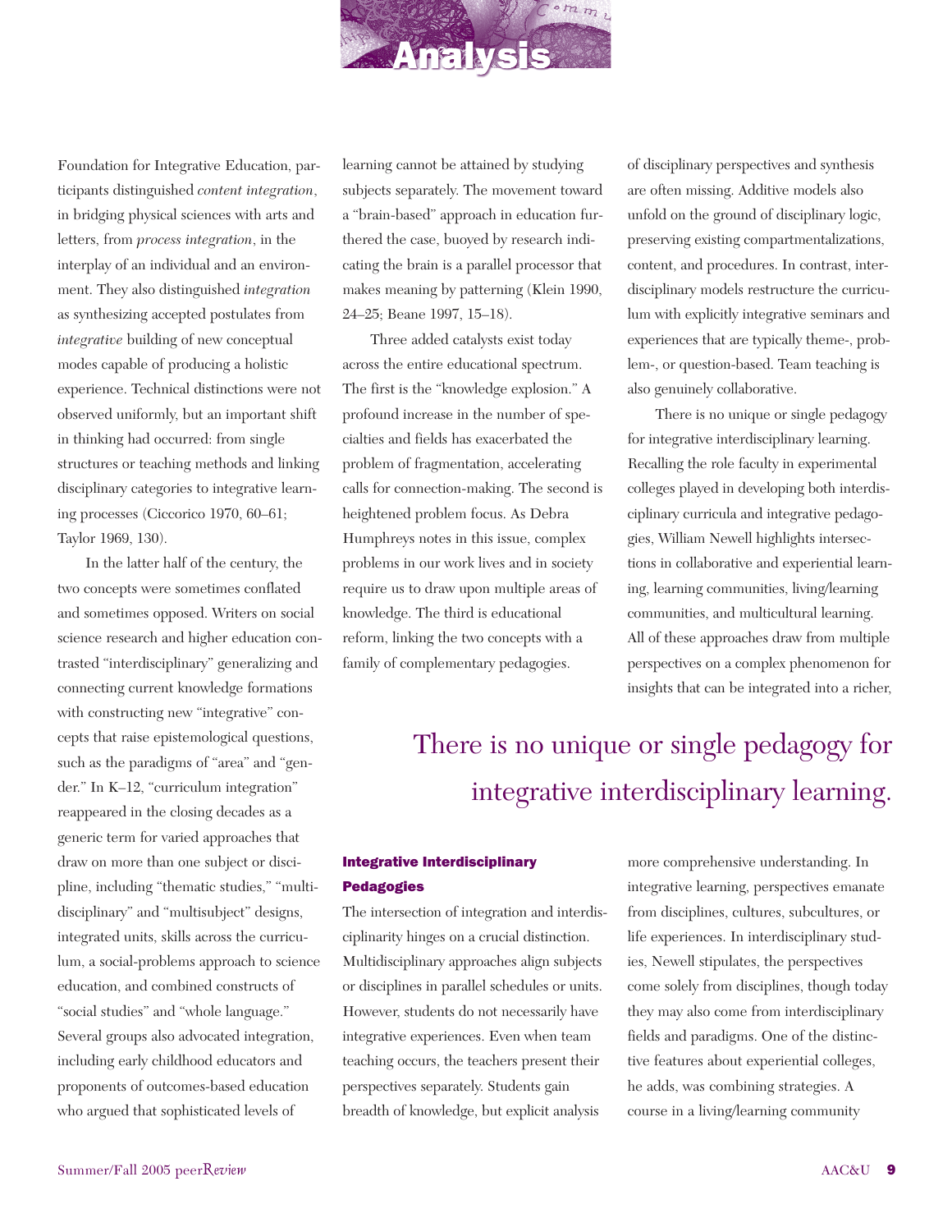Foundation for Integrative Education, participants distinguished *content integration*, in bridging physical sciences with arts and letters, from *process integration*, in the interplay of an individual and an environment. They also distinguished *integration* as synthesizing accepted postulates from *integrative* building of new conceptual modes capable of producing a holistic experience. Technical distinctions were not observed uniformly, but an important shift in thinking had occurred: from single structures or teaching methods and linking disciplinary categories to integrative learning processes (Ciccorico 1970, 60–61; Taylor 1969, 130).

In the latter half of the century, the two concepts were sometimes conflated and sometimes opposed. Writers on social science research and higher education contrasted "interdisciplinary" generalizing and connecting current knowledge formations with constructing new "integrative" concepts that raise epistemological questions, such as the paradigms of "area" and "gender." In K–12, "curriculum integration" reappeared in the closing decades as a generic term for varied approaches that draw on more than one subject or discipline, including "thematic studies," "multidisciplinary" and "multisubject" designs, integrated units, skills across the curriculum, a social-problems approach to science education, and combined constructs of "social studies" and "whole language." Several groups also advocated integration, including early childhood educators and proponents of outcomes-based education who argued that sophisticated levels of learning cannot be attained by studying subjects separately. The movement toward a "brain-based" approach in education furthered the case, buoyed by research indicating the brain is a parallel processor that makes meaning by patterning (Klein 1990, 24–25; Beane 1997, 15–18).

Three added catalysts exist today across the entire educational spectrum. The first is the "knowledge explosion." A profound increase in the number of specialties and fields has exacerbated the problem of fragmentation, accelerating calls for connection-making. The second is heightened problem focus. As Debra Humphreys notes in this issue, complex problems in our work lives and in society require us to draw upon multiple areas of knowledge. The third is educational reform, linking the two concepts with a family of complementary pedagogies.

### Integrative Interdisciplinary Pedagogies

The intersection of integration and interdisciplinarity hinges on a crucial distinction. Multidisciplinary approaches align subjects or disciplines in parallel schedules or units. However, students do not necessarily have integrative experiences. Even when team teaching occurs, the teachers present their perspectives separately. Students gain breadth of knowledge, but explicit analysis of disciplinary perspectives and synthesis are often missing. Additive models also unfold on the ground of disciplinary logic, preserving existing compartmentalizations, content, and procedures. In contrast, interdisciplinary models restructure the curriculum with explicitly integrative seminars and experiences that are typically theme-, problem-, or question-based. Team teaching is also genuinely collaborative.

There is no unique or single pedagogy for integrative interdisciplinary learning. Recalling the role faculty in experimental colleges played in developing both interdisciplinary curricula and integrative pedagogies, William Newell highlights intersections in collaborative and experiential learning, learning communities, living/learning communities, and multicultural learning. All of these approaches draw from multiple perspectives on a complex phenomenon for insights that can be integrated into a richer, more comprehensive understanding. In integrative learning, perspectives emanate from disciplines, cultures, subcultures, or life experiences. In interdisciplinary studies, Newell stipulates, the perspectives come solely from disciplines, though today they may also come from interdisciplinary fields and paradigms. One of the distinctive features about experiential colleges, he adds, was combining strategies. A course in a living/learning community

> There is no unique or single pedagogy for integrative interdisciplinary learning.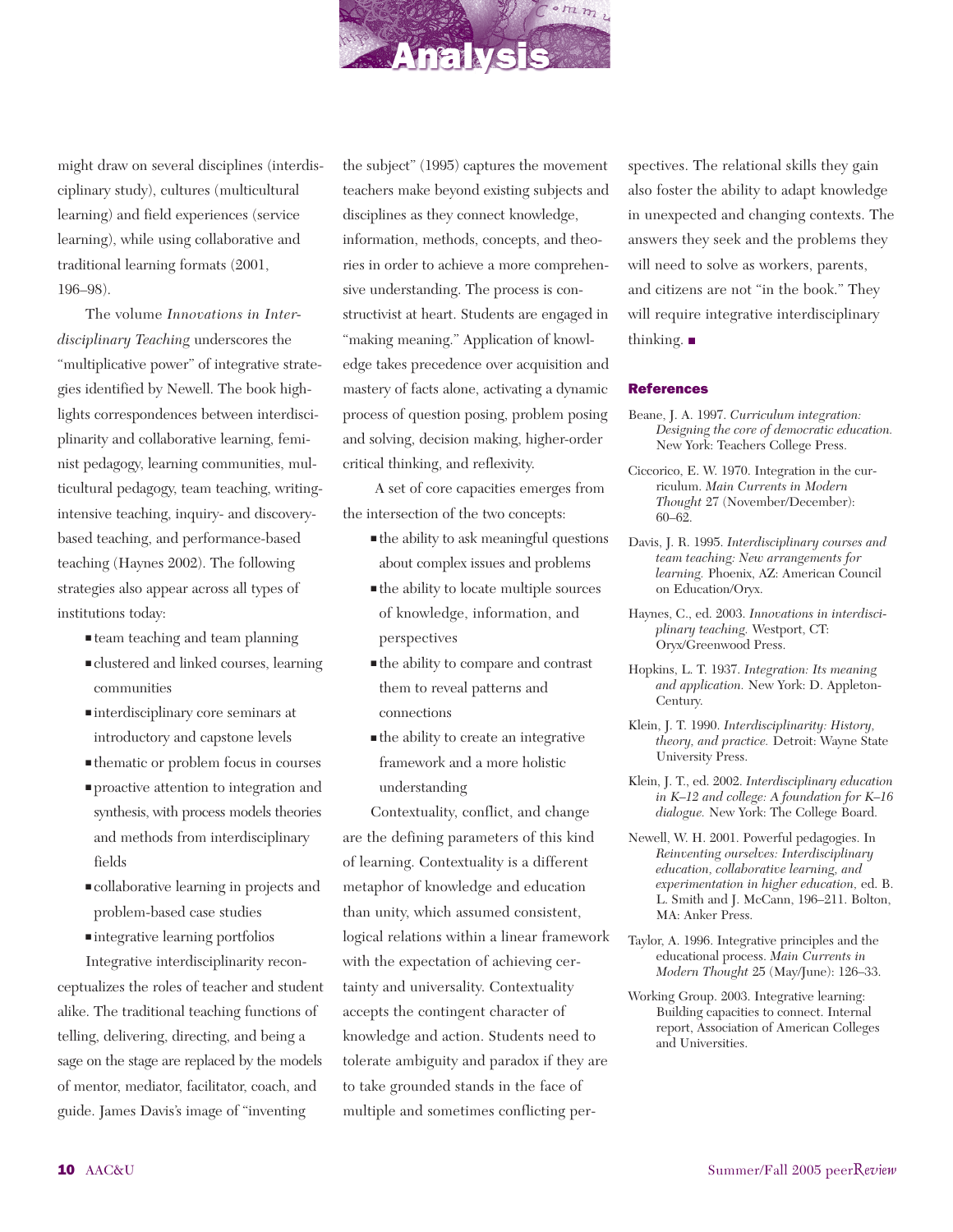might draw on several disciplines (interdisciplinary study), cultures (multicultural learning) and field experiences (service learning), while using collaborative and traditional learning formats (2001, 196–98).

The volume *Innovations in Interdisciplinary Teaching* underscores the "multiplicative power" of integrative strategies identified by Newell. The book highlights correspondences between interdisciplinarity and collaborative learning, feminist pedagogy, learning communities, multicultural pedagogy, team teaching, writing-intensive teaching, inquiry- and discovery-based teaching, and performance-based teaching (Haynes 2002). The following strategies also appear across all types of institutions today:

- team teaching and team planning
- clustered and linked courses, learning communities
- interdisciplinary core seminars at introductory and capstone levels
- thematic or problem focus in courses
- proactive attention to integration and synthesis, with process models theories and methods from interdisciplinary fields
- collaborative learning in projects and problem-based case studies
- integrative learning portfolios

Integrative interdisciplinarity reconceptualizes the roles of teacher and student alike. The traditional teaching functions of telling, delivering, directing, and being a sage on the stage are replaced by the models of mentor, mediator, facilitator, coach, and guide. James Davis's image of "inventing the subject" (1995) captures the movement teachers make beyond existing subjects and disciplines as they connect knowledge, information, methods, concepts, and theories in order to achieve a more comprehensive understanding. The process is constructivist at heart. Students are engaged in "making meaning." Application of knowledge takes precedence over acquisition and mastery of facts alone, activating a dynamic process of question posing, problem posing and solving, decision making, higher-order critical thinking, and reflexivity.

A set of core capacities emerges from the intersection of the two concepts:

- the ability to ask meaningful questions about complex issues and problems
- the ability to locate multiple sources of knowledge, information, and perspectives
- the ability to compare and contrast them to reveal patterns and connections
- the ability to create an integrative framework and a more holistic understanding

Contextuality, conflict, and change are the defining parameters of this kind of learning. Contextuality is a different metaphor of knowledge and education than unity, which assumed consistent, logical relations within a linear framework with the expectation of achieving certainty and universality. Contextuality accepts the contingent character of knowledge and action. Students need to tolerate ambiguity and paradox if they are to take grounded stands in the face of multiple and sometimes conflicting perspectives. The relational skills they gain also foster the ability to adapt knowledge in unexpected and changing contexts. The answers they seek and the problems they will need to solve as workers, parents, and citizens are not "in the book." They will require integrative interdisciplinary thinking. ■

## References

Beane, J. A. 1997. *Curriculum integration: Designing the core of democratic education.* New York: Teachers College Press.

Ciccorico, E. W. 1970. Integration in the curriculum. *Main Currents in Modern Thought* 27 (November/December): 60–62.

Davis, J. R. 1995. *Interdisciplinary courses and team teaching: New arrangements for learning.* Phoenix, AZ: American Council on Education/Oryx.

Haynes, C., ed. 2003. *Innovations in interdisciplinary teaching.* Westport, CT: Oryx/Greenwood Press.

Hopkins, L. T. 1937. *Integration: Its meaning and application.* New York: D. Appleton-Century.

Klein, J. T. 1990. *Interdisciplinarity: History, theory, and practice.* Detroit: Wayne State University Press.

Klein, J. T., ed. 2002. *Interdisciplinary education in K–12 and college: A foundation for K–16 dialogue.* New York: The College Board.

Newell, W. H. 2001. Powerful pedagogies. In *Reinventing ourselves: Interdisciplinary education, collaborative learning, and experimentation in higher education,* ed. B. L. Smith and J. McCann, 196–211. Bolton, MA: Anker Press.

Taylor, A. 1996. Integrative principles and the educational process. *Main Currents in Modern Thought* 25 (May/June): 126–33.

Working Group. 2003. Integrative learning: Building capacities to connect. Internal report, Association of American Colleges and Universities.